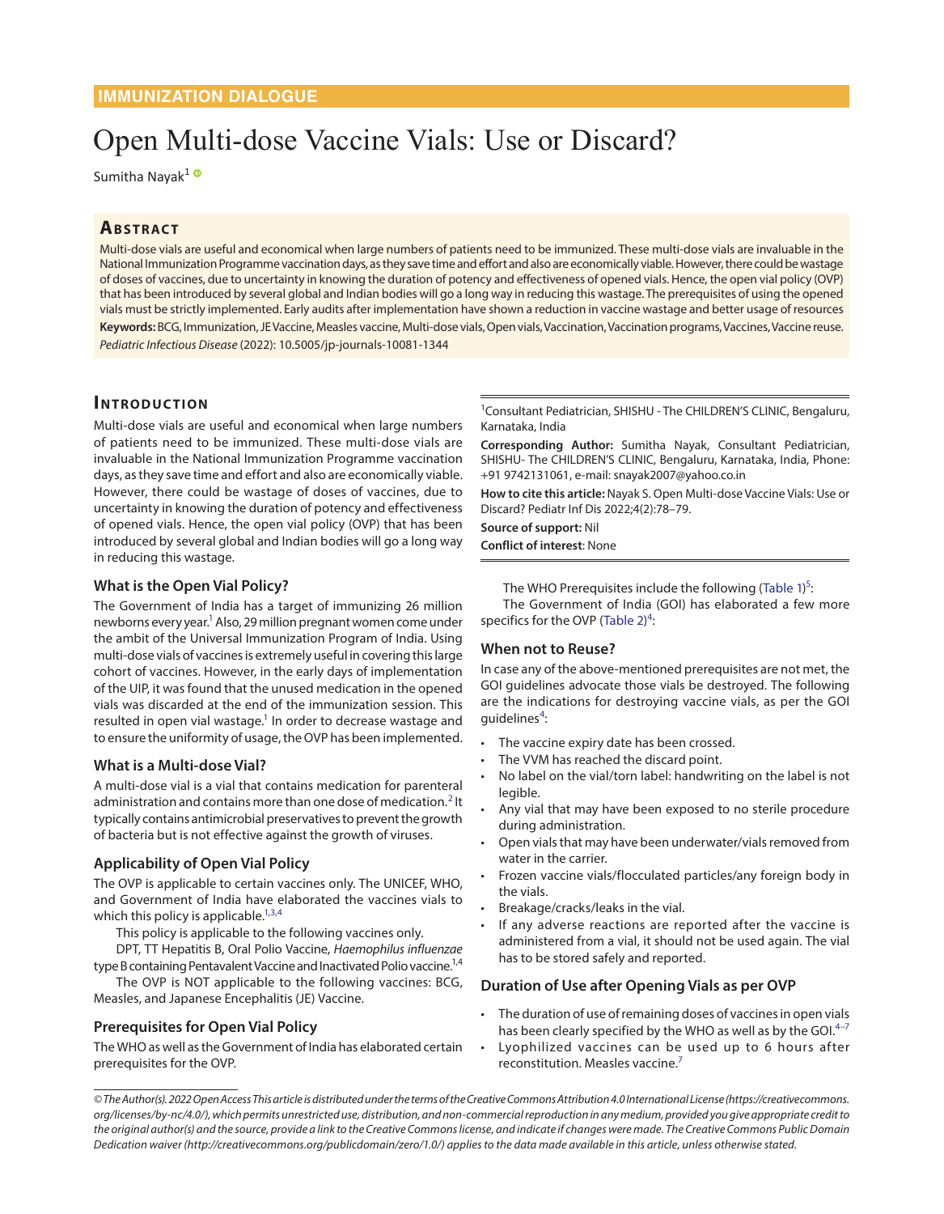IMMUNIZATION DIALOGUE

# Open Multi-dose Vaccine Vials: Use or Discard?

Sumitha Nayak[1]

## Abstract

Multi-dose vials are useful and economical when large numbers of patients need to be immunized. These multi-dose vials are invaluable in the National Immunization Programme vaccination days, as they save time and effort and also are economically viable. However, there could be wastage of doses of vaccines, due to uncertainty in knowing the duration of potency and effectiveness of opened vials. Hence, the open vial policy (OVP) that has been introduced by several global and Indian bodies will go a long way in reducing this wastage. The prerequisites of using the opened vials must be strictly implemented. Early audits after implementation have shown a reduction in vaccine wastage and better usage of resources

**Keywords:** BCG, Immunization, JE Vaccine, Measles vaccine, Multi-dose vials, Open vials, Vaccination, Vaccination programs, Vaccines, Vaccine reuse.

*Pediatric Infectious Disease* (2022): 10.5005/jp-journals-10081-1344

[1]Consultant Pediatrician, SHISHU - The CHILDREN'S CLINIC, Bengaluru, Karnataka, India

**Corresponding Author:** Sumitha Nayak, Consultant Pediatrician, SHISHU- The CHILDREN'S CLINIC, Bengaluru, Karnataka, India, Phone: +91 9742131061, e-mail: snayak2007@yahoo.co.in

**How to cite this article:** Nayak S. Open Multi-dose Vaccine Vials: Use or Discard? Pediatr Inf Dis 2022;4(2):78–79.

**Source of support:** Nil

**Conflict of interest**: None

## Introduction

Multi-dose vials are useful and economical when large numbers of patients need to be immunized. These multi-dose vials are invaluable in the National Immunization Programme vaccination days, as they save time and effort and also are economically viable. However, there could be wastage of doses of vaccines, due to uncertainty in knowing the duration of potency and effectiveness of opened vials. Hence, the open vial policy (OVP) that has been introduced by several global and Indian bodies will go a long way in reducing this wastage.

### What is the Open Vial Policy?

The Government of India has a target of immunizing 26 million newborns every year.[1] Also, 29 million pregnant women come under the ambit of the Universal Immunization Program of India. Using multi-dose vials of vaccines is extremely useful in covering this large cohort of vaccines. However, in the early days of implementation of the UIP, it was found that the unused medication in the opened vials was discarded at the end of the immunization session. This resulted in open vial wastage.[1] In order to decrease wastage and to ensure the uniformity of usage, the OVP has been implemented.

### What is a Multi-dose Vial?

A multi-dose vial is a vial that contains medication for parenteral administration and contains more than one dose of medication.[2] It typically contains antimicrobial preservatives to prevent the growth of bacteria but is not effective against the growth of viruses.

### Applicability of Open Vial Policy

The OVP is applicable to certain vaccines only. The UNICEF, WHO, and Government of India have elaborated the vaccines vials to which this policy is applicable.[1,3,4]

This policy is applicable to the following vaccines only.

DPT, TT Hepatitis B, Oral Polio Vaccine, *Haemophilus influenzae* type B containing Pentavalent Vaccine and Inactivated Polio vaccine.[1,4]

The OVP is NOT applicable to the following vaccines: BCG, Measles, and Japanese Encephalitis (JE) Vaccine.

### Prerequisites for Open Vial Policy

The WHO as well as the Government of India has elaborated certain prerequisites for the OVP.

The WHO Prerequisites include the following (Table 1)[5]:

The Government of India (GOI) has elaborated a few more specifics for the OVP (Table 2)[4]:

### When not to Reuse?

In case any of the above-mentioned prerequisites are not met, the GOI guidelines advocate those vials be destroyed. The following are the indications for destroying vaccine vials, as per the GOI guidelines[4]:

- The vaccine expiry date has been crossed.
- The VVM has reached the discard point.
- No label on the vial/torn label: handwriting on the label is not legible.
- Any vial that may have been exposed to no sterile procedure during administration.
- Open vials that may have been underwater/vials removed from water in the carrier.
- Frozen vaccine vials/flocculated particles/any foreign body in the vials.
- Breakage/cracks/leaks in the vial.
- If any adverse reactions are reported after the vaccine is administered from a vial, it should not be used again. The vial has to be stored safely and reported.

### Duration of Use after Opening Vials as per OVP

- The duration of use of remaining doses of vaccines in open vials has been clearly specified by the WHO as well as by the GOI.[4–7]
- Lyophilized vaccines can be used up to 6 hours after reconstitution. Measles vaccine.[7]

*© The Author(s). 2022 Open Access This article is distributed under the terms of the Creative Commons Attribution 4.0 International License (https://creativecommons.org/licenses/by-nc/4.0/), which permits unrestricted use, distribution, and non-commercial reproduction in any medium, provided you give appropriate credit to the original author(s) and the source, provide a link to the Creative Commons license, and indicate if changes were made. The Creative Commons Public Domain Dedication waiver (http://creativecommons.org/publicdomain/zero/1.0/) applies to the data made available in this article, unless otherwise stated.*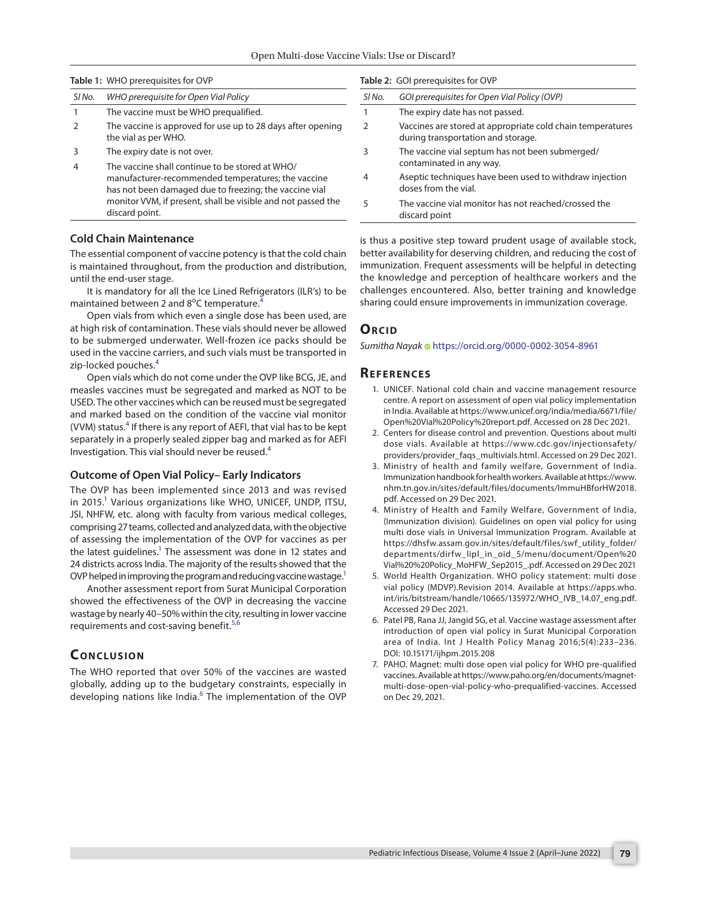**Table 1:** WHO prerequisites for OVP

| Sl No. | WHO prerequisite for Open Vial Policy |
|---|---|
| 1 | The vaccine must be WHO prequalified. |
| 2 | The vaccine is approved for use up to 28 days after opening the vial as per WHO. |
| 3 | The expiry date is not over. |
| 4 | The vaccine shall continue to be stored at WHO/ manufacturer-recommended temperatures; the vaccine has not been damaged due to freezing; the vaccine vial monitor VVM, if present, shall be visible and not passed the discard point. |

**Table 2:** GOI prerequisites for OVP

| Sl No. | GOI prerequisites for Open Vial Policy (OVP) |
|---|---|
| 1 | The expiry date has not passed. |
| 2 | Vaccines are stored at appropriate cold chain temperatures during transportation and storage. |
| 3 | The vaccine vial septum has not been submerged/ contaminated in any way. |
| 4 | Aseptic techniques have been used to withdraw injection doses from the vial. |
| 5 | The vaccine vial monitor has not reached/crossed the discard point |

### Cold Chain Maintenance

The essential component of vaccine potency is that the cold chain is maintained throughout, from the production and distribution, until the end-user stage.

It is mandatory for all the Ice Lined Refrigerators (ILR's) to be maintained between 2 and 8°C temperature.[4]

Open vials from which even a single dose has been used, are at high risk of contamination. These vials should never be allowed to be submerged underwater. Well-frozen ice packs should be used in the vaccine carriers, and such vials must be transported in zip-locked pouches.[4]

Open vials which do not come under the OVP like BCG, JE, and measles vaccines must be segregated and marked as NOT to be USED. The other vaccines which can be reused must be segregated and marked based on the condition of the vaccine vial monitor (VVM) status.[4] If there is any report of AEFI, that vial has to be kept separately in a properly sealed zipper bag and marked as for AEFI Investigation. This vial should never be reused.[4]

### Outcome of Open Vial Policy– Early Indicators

The OVP has been implemented since 2013 and was revised in 2015.[1] Various organizations like WHO, UNICEF, UNDP, ITSU, JSI, NHFW, etc. along with faculty from various medical colleges, comprising 27 teams, collected and analyzed data, with the objective of assessing the implementation of the OVP for vaccines as per the latest guidelines.[1] The assessment was done in 12 states and 24 districts across India. The majority of the results showed that the OVP helped in improving the program and reducing vaccine wastage.[1]

Another assessment report from Surat Municipal Corporation showed the effectiveness of the OVP in decreasing the vaccine wastage by nearly 40–50% within the city, resulting in lower vaccine requirements and cost-saving benefit.[5,6]

## Conclusion

The WHO reported that over 50% of the vaccines are wasted globally, adding up to the budgetary constraints, especially in developing nations like India.[6] The implementation of the OVP is thus a positive step toward prudent usage of available stock, better availability for deserving children, and reducing the cost of immunization. Frequent assessments will be helpful in detecting the knowledge and perception of healthcare workers and the challenges encountered. Also, better training and knowledge sharing could ensure improvements in immunization coverage.

## Orcid

*Sumitha Nayak* https://orcid.org/0000-0002-3054-8961

## References

1. UNICEF. National cold chain and vaccine management resource centre. A report on assessment of open vial policy implementation in India. Available at https://www.unicef.org/india/media/6671/file/Open%20Vial%20Policy%20report.pdf. Accessed on 28 Dec 2021.
2. Centers for disease control and prevention. Questions about multi dose vials. Available at https://www.cdc.gov/injectionsafety/providers/provider_faqs_multivials.html. Accessed on 29 Dec 2021.
3. Ministry of health and family welfare, Government of India. Immunization handbook for health workers. Available at https://www.nhm.tn.gov.in/sites/default/files/documents/ImmuHBforHW2018.pdf. Accessed on 29 Dec 2021.
4. Ministry of Health and Family Welfare, Government of India, (Immunization division). Guidelines on open vial policy for using multi dose vials in Universal Immunization Program. Available at https://dhsfw.assam.gov.in/sites/default/files/swf_utility_folder/departments/dirfw_lipl_in_oid_5/menu/document/Open%20Vial%20Policy_MoHFW_Sep2015_.pdf. Accessed on 29 Dec 2021
5. World Health Organization. WHO policy statement: multi dose vial policy (MDVP).Revision 2014. Available at https://apps.who.int/iris/bitstream/handle/10665/135972/WHO_IVB_14.07_eng.pdf. Accessed 29 Dec 2021.
6. Patel PB, Rana JJ, Jangid SG, et al. Vaccine wastage assessment after introduction of open vial policy in Surat Municipal Corporation area of India. Int J Health Policy Manag 2016;5(4):233–236. DOI: 10.15171/ijhpm.2015.208
7. PAHO. Magnet: multi dose open vial policy for WHO pre-qualified vaccines. Available at https://www.paho.org/en/documents/magnet-multi-dose-open-vial-policy-who-prequalified-vaccines. Accessed on Dec 29, 2021.